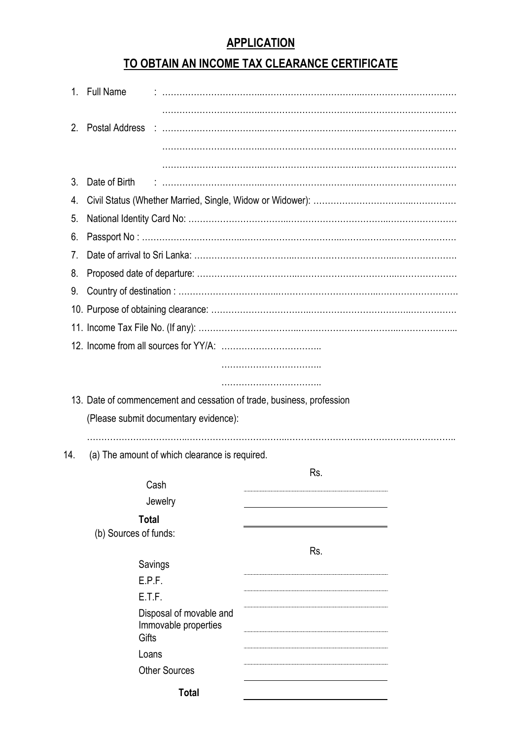# APPLICATION

## TO OBTAIN AN INCOME TAX CLEARANCE CERTIFICATE

1. Full Name : ……………………………………………………………………………………………

   ……………………………………………………………………………………………

2. Postal Address : ……………………………………………………………………………………………

   ……………………………………………………………………………………………

   ……………………………………………………………………………………………

3. Date of Birth : ……………………………………………………………………………………………
4. Civil Status (Whether Married, Single, Widow or Widower): ………………………………………………
5. National Identity Card No: ………………………………………………………………………………
6. Passport No : ……………………………………………………………………………………………
7. Date of arrival to Sri Lanka: ………………………………………………………………………………
8. Proposed date of departure: ………………………………………………………………………………
9. Country of destination : …………………………………………………………………………………
10. Purpose of obtaining clearance: …………………………………………………………………………
11. Income Tax File No. (If any): ……………………………………………………………………………
12. Income from all sources for YY/A: ……………………………

    ……………………………

    ……………………………

13. Date of commencement and cessation of trade, business, profession

    (Please submit documentary evidence):

    ……………………………………………………………………………………………………………

14. (a) The amount of which clearance is required.

| | Rs. |
|---|---|
| Cash | |
| Jewelry | |
| **Total** | |

(b) Sources of funds:

| | Rs. |
|---|---|
| Savings | |
| E.P.F. | |
| E.T.F. | |
| Disposal of movable and Immovable properties | |
| Gifts | |
| Loans | |
| Other Sources | |
| **Total** | |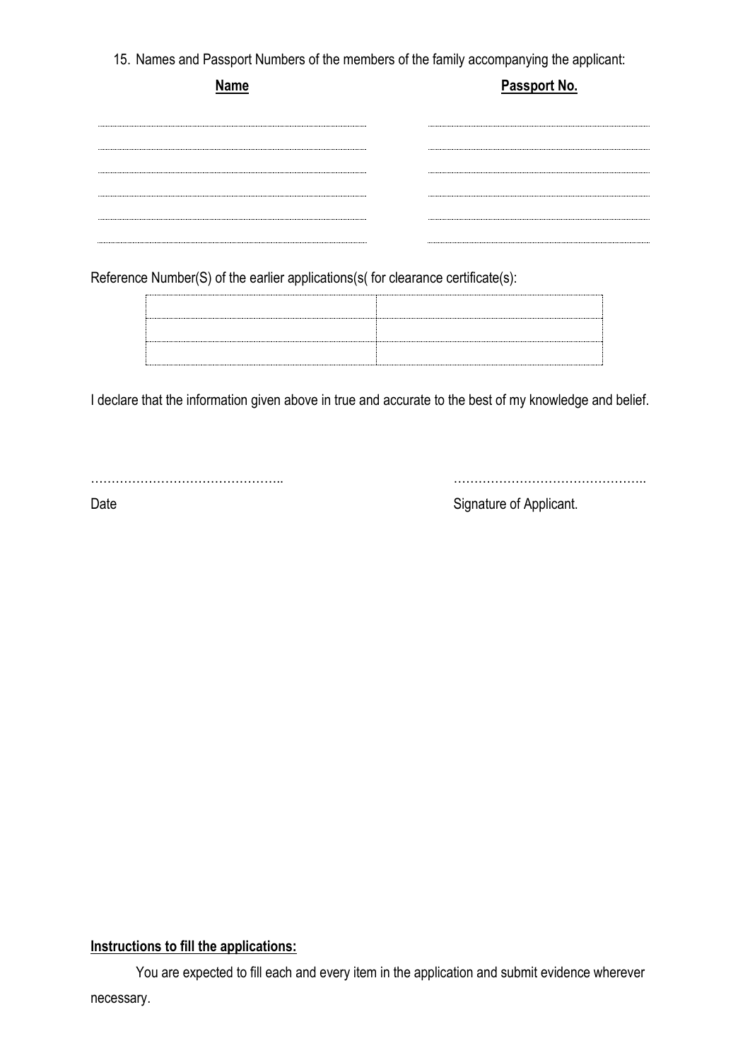15. Names and Passport Numbers of the members of the family accompanying the applicant:

| **Name** | **Passport No.** |
|---|---|
| | |
| | |
| | |
| | |
| | |
| | |

Reference Number(S) of the earlier applications(s( for clearance certificate(s):

| | |
|---|---|
| | |
| | |
| | |

I declare that the information given above in true and accurate to the best of my knowledge and belief.

……………………………………..                                        ……………………………………..

Date                                                                                   Signature of Applicant.

**Instructions to fill the applications:**

You are expected to fill each and every item in the application and submit evidence wherever necessary.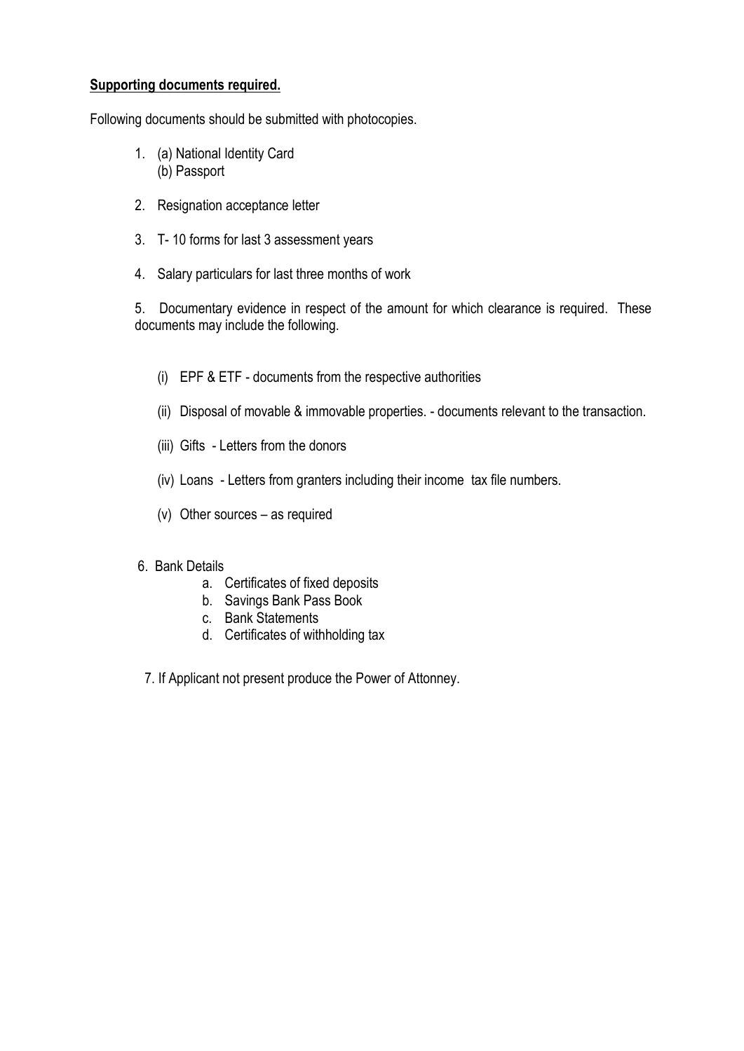**Supporting documents required.**

Following documents should be submitted with photocopies.

1. (a) National Identity Card
   (b) Passport

2. Resignation acceptance letter

3. T- 10 forms for last 3 assessment years

4. Salary particulars for last three months of work

5. Documentary evidence in respect of the amount for which clearance is required. These documents may include the following.

   (i) EPF & ETF - documents from the respective authorities

   (ii) Disposal of movable & immovable properties. - documents relevant to the transaction.

   (iii) Gifts - Letters from the donors

   (iv) Loans - Letters from granters including their income tax file numbers.

   (v) Other sources – as required

6. Bank Details
   a. Certificates of fixed deposits
   b. Savings Bank Pass Book
   c. Bank Statements
   d. Certificates of withholding tax

7. If Applicant not present produce the Power of Attonney.